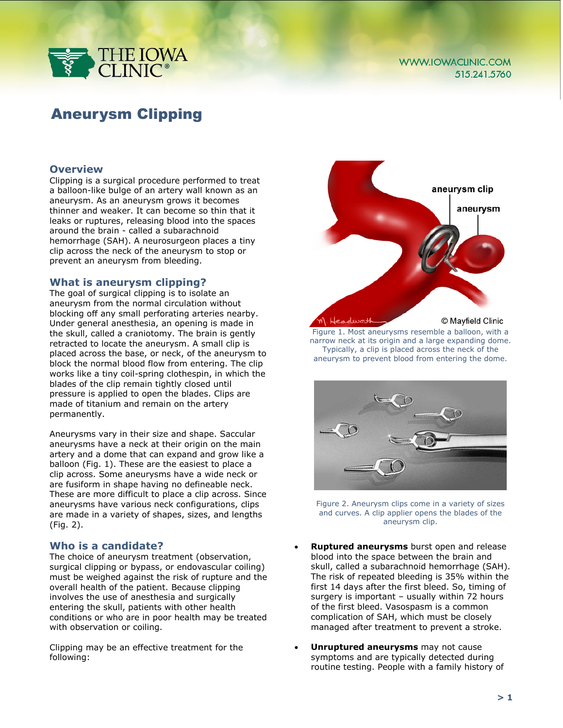# Aneurysm Clipping

## Overview

Clipping is a surgical procedure performed to treat a balloon-like bulge of an artery wall known as an aneurysm. As an aneurysm grows it becomes thinner and weaker. It can become so thin that it leaks or ruptures, releasing blood into the spaces around the brain - called a subarachnoid hemorrhage (SAH). A neurosurgeon places a tiny clip across the neck of the aneurysm to stop or prevent an aneurysm from bleeding.

## What is aneurysm clipping?

The goal of surgical clipping is to isolate an aneurysm from the normal circulation without blocking off any small perforating arteries nearby. Under general anesthesia, an opening is made in the skull, called a craniotomy. The brain is gently retracted to locate the aneurysm. A small clip is placed across the base, or neck, of the aneurysm to block the normal blood flow from entering. The clip works like a tiny coil-spring clothespin, in which the blades of the clip remain tightly closed until pressure is applied to open the blades. Clips are made of titanium and remain on the artery permanently.

Aneurysms vary in their size and shape. Saccular aneurysms have a neck at their origin on the main artery and a dome that can expand and grow like a balloon (Fig. 1). These are the easiest to place a clip across. Some aneurysms have a wide neck or are fusiform in shape having no defineable neck. These are more difficult to place a clip across. Since aneurysms have various neck configurations, clips are made in a variety of shapes, sizes, and lengths (Fig. 2).

Figure 1. Most aneurysms resemble a balloon, with a narrow neck at its origin and a large expanding dome. Typically, a clip is placed across the neck of the aneurysm to prevent blood from entering the dome.

Figure 2. Aneurysm clips come in a variety of sizes and curves. A clip applier opens the blades of the aneurysm clip.

## Who is a candidate?

The choice of aneurysm treatment (observation, surgical clipping or bypass, or endovascular coiling) must be weighed against the risk of rupture and the overall health of the patient. Because clipping involves the use of anesthesia and surgically entering the skull, patients with other health conditions or who are in poor health may be treated with observation or coiling.

Clipping may be an effective treatment for the following:

- **Ruptured aneurysms** burst open and release blood into the space between the brain and skull, called a subarachnoid hemorrhage (SAH). The risk of repeated bleeding is 35% within the first 14 days after the first bleed. So, timing of surgery is important – usually within 72 hours of the first bleed. Vasospasm is a common complication of SAH, which must be closely managed after treatment to prevent a stroke.
- **Unruptured aneurysms** may not cause symptoms and are typically detected during routine testing. People with a family history of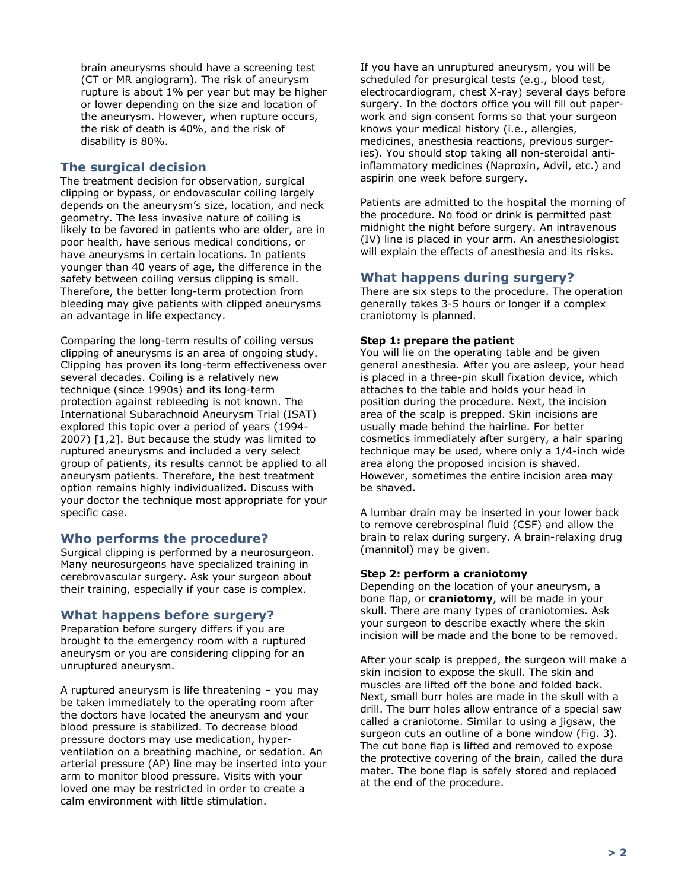brain aneurysms should have a screening test (CT or MR angiogram). The risk of aneurysm rupture is about 1% per year but may be higher or lower depending on the size and location of the aneurysm. However, when rupture occurs, the risk of death is 40%, and the risk of disability is 80%.

## The surgical decision

The treatment decision for observation, surgical clipping or bypass, or endovascular coiling largely depends on the aneurysm's size, location, and neck geometry. The less invasive nature of coiling is likely to be favored in patients who are older, are in poor health, have serious medical conditions, or have aneurysms in certain locations. In patients younger than 40 years of age, the difference in the safety between coiling versus clipping is small. Therefore, the better long-term protection from bleeding may give patients with clipped aneurysms an advantage in life expectancy.

Comparing the long-term results of coiling versus clipping of aneurysms is an area of ongoing study. Clipping has proven its long-term effectiveness over several decades. Coiling is a relatively new technique (since 1990s) and its long-term protection against rebleeding is not known. The International Subarachnoid Aneurysm Trial (ISAT) explored this topic over a period of years (1994-2007) [1,2]. But because the study was limited to ruptured aneurysms and included a very select group of patients, its results cannot be applied to all aneurysm patients. Therefore, the best treatment option remains highly individualized. Discuss with your doctor the technique most appropriate for your specific case.

## Who performs the procedure?

Surgical clipping is performed by a neurosurgeon. Many neurosurgeons have specialized training in cerebrovascular surgery. Ask your surgeon about their training, especially if your case is complex.

## What happens before surgery?

Preparation before surgery differs if you are brought to the emergency room with a ruptured aneurysm or you are considering clipping for an unruptured aneurysm.

A ruptured aneurysm is life threatening – you may be taken immediately to the operating room after the doctors have located the aneurysm and your blood pressure is stabilized. To decrease blood pressure doctors may use medication, hyper-ventilation on a breathing machine, or sedation. An arterial pressure (AP) line may be inserted into your arm to monitor blood pressure. Visits with your loved one may be restricted in order to create a calm environment with little stimulation.

If you have an unruptured aneurysm, you will be scheduled for presurgical tests (e.g., blood test, electrocardiogram, chest X-ray) several days before surgery. In the doctors office you will fill out paper-work and sign consent forms so that your surgeon knows your medical history (i.e., allergies, medicines, anesthesia reactions, previous surger-ies). You should stop taking all non-steroidal anti-inflammatory medicines (Naproxin, Advil, etc.) and aspirin one week before surgery.

Patients are admitted to the hospital the morning of the procedure. No food or drink is permitted past midnight the night before surgery. An intravenous (IV) line is placed in your arm. An anesthesiologist will explain the effects of anesthesia and its risks.

## What happens during surgery?

There are six steps to the procedure. The operation generally takes 3-5 hours or longer if a complex craniotomy is planned.

**Step 1: prepare the patient**

You will lie on the operating table and be given general anesthesia. After you are asleep, your head is placed in a three-pin skull fixation device, which attaches to the table and holds your head in position during the procedure. Next, the incision area of the scalp is prepped. Skin incisions are usually made behind the hairline. For better cosmetics immediately after surgery, a hair sparing technique may be used, where only a 1/4-inch wide area along the proposed incision is shaved. However, sometimes the entire incision area may be shaved.

A lumbar drain may be inserted in your lower back to remove cerebrospinal fluid (CSF) and allow the brain to relax during surgery. A brain-relaxing drug (mannitol) may be given.

**Step 2: perform a craniotomy**

Depending on the location of your aneurysm, a bone flap, or **craniotomy**, will be made in your skull. There are many types of craniotomies. Ask your surgeon to describe exactly where the skin incision will be made and the bone to be removed.

After your scalp is prepped, the surgeon will make a skin incision to expose the skull. The skin and muscles are lifted off the bone and folded back. Next, small burr holes are made in the skull with a drill. The burr holes allow entrance of a special saw called a craniotome. Similar to using a jigsaw, the surgeon cuts an outline of a bone window (Fig. 3). The cut bone flap is lifted and removed to expose the protective covering of the brain, called the dura mater. The bone flap is safely stored and replaced at the end of the procedure.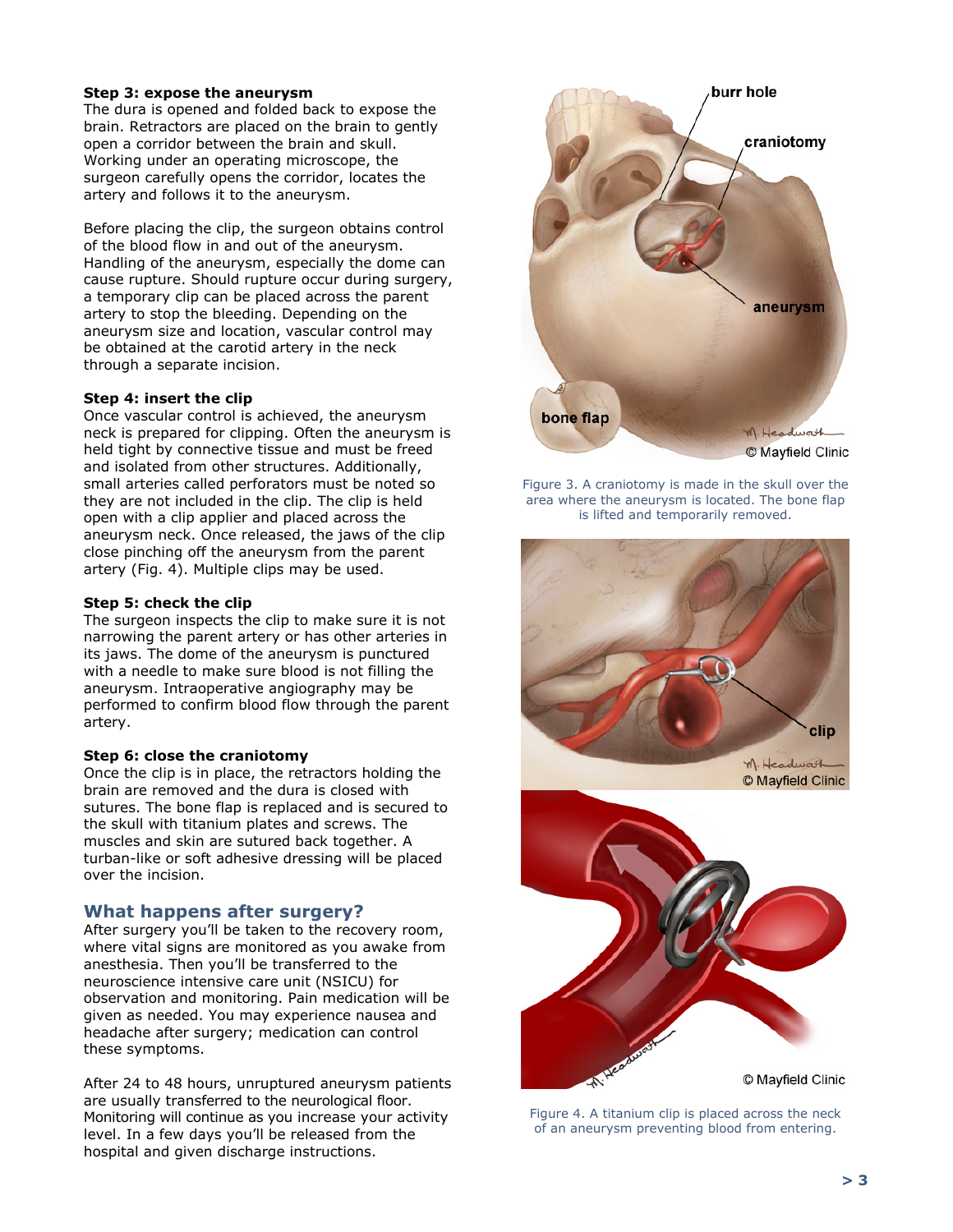**Step 3: expose the aneurysm**
The dura is opened and folded back to expose the brain. Retractors are placed on the brain to gently open a corridor between the brain and skull. Working under an operating microscope, the surgeon carefully opens the corridor, locates the artery and follows it to the aneurysm.

Before placing the clip, the surgeon obtains control of the blood flow in and out of the aneurysm. Handling of the aneurysm, especially the dome can cause rupture. Should rupture occur during surgery, a temporary clip can be placed across the parent artery to stop the bleeding. Depending on the aneurysm size and location, vascular control may be obtained at the carotid artery in the neck through a separate incision.

**Step 4: insert the clip**
Once vascular control is achieved, the aneurysm neck is prepared for clipping. Often the aneurysm is held tight by connective tissue and must be freed and isolated from other structures. Additionally, small arteries called perforators must be noted so they are not included in the clip. The clip is held open with a clip applier and placed across the aneurysm neck. Once released, the jaws of the clip close pinching off the aneurysm from the parent artery (Fig. 4). Multiple clips may be used.

**Step 5: check the clip**
The surgeon inspects the clip to make sure it is not narrowing the parent artery or has other arteries in its jaws. The dome of the aneurysm is punctured with a needle to make sure blood is not filling the aneurysm. Intraoperative angiography may be performed to confirm blood flow through the parent artery.

**Step 6: close the craniotomy**
Once the clip is in place, the retractors holding the brain are removed and the dura is closed with sutures. The bone flap is replaced and is secured to the skull with titanium plates and screws. The muscles and skin are sutured back together. A turban-like or soft adhesive dressing will be placed over the incision.

## What happens after surgery?

After surgery you'll be taken to the recovery room, where vital signs are monitored as you awake from anesthesia. Then you'll be transferred to the neuroscience intensive care unit (NSICU) for observation and monitoring. Pain medication will be given as needed. You may experience nausea and headache after surgery; medication can control these symptoms.

After 24 to 48 hours, unruptured aneurysm patients are usually transferred to the neurological floor. Monitoring will continue as you increase your activity level. In a few days you'll be released from the hospital and given discharge instructions.

Figure 3. A craniotomy is made in the skull over the area where the aneurysm is located. The bone flap is lifted and temporarily removed.

Figure 4. A titanium clip is placed across the neck of an aneurysm preventing blood from entering.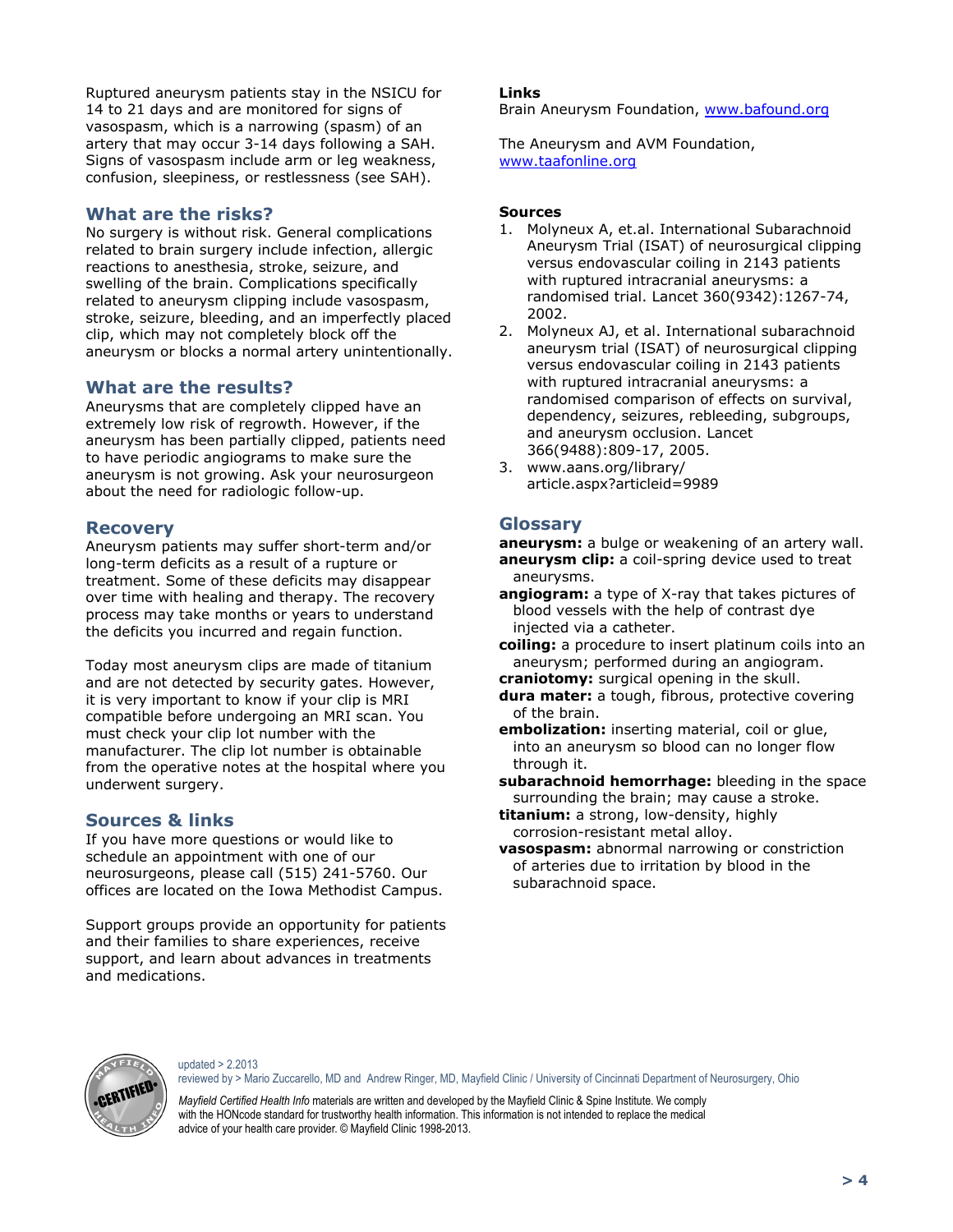Ruptured aneurysm patients stay in the NSICU for 14 to 21 days and are monitored for signs of vasospasm, which is a narrowing (spasm) of an artery that may occur 3-14 days following a SAH. Signs of vasospasm include arm or leg weakness, confusion, sleepiness, or restlessness (see SAH).

## What are the risks?

No surgery is without risk. General complications related to brain surgery include infection, allergic reactions to anesthesia, stroke, seizure, and swelling of the brain. Complications specifically related to aneurysm clipping include vasospasm, stroke, seizure, bleeding, and an imperfectly placed clip, which may not completely block off the aneurysm or blocks a normal artery unintentionally.

## What are the results?

Aneurysms that are completely clipped have an extremely low risk of regrowth. However, if the aneurysm has been partially clipped, patients need to have periodic angiograms to make sure the aneurysm is not growing. Ask your neurosurgeon about the need for radiologic follow-up.

## Recovery

Aneurysm patients may suffer short-term and/or long-term deficits as a result of a rupture or treatment. Some of these deficits may disappear over time with healing and therapy. The recovery process may take months or years to understand the deficits you incurred and regain function.

Today most aneurysm clips are made of titanium and are not detected by security gates. However, it is very important to know if your clip is MRI compatible before undergoing an MRI scan. You must check your clip lot number with the manufacturer. The clip lot number is obtainable from the operative notes at the hospital where you underwent surgery.

## Sources & links

If you have more questions or would like to schedule an appointment with one of our neurosurgeons, please call (515) 241-5760. Our offices are located on the Iowa Methodist Campus.

Support groups provide an opportunity for patients and their families to share experiences, receive support, and learn about advances in treatments and medications.

**Links**

Brain Aneurysm Foundation, www.bafound.org

The Aneurysm and AVM Foundation, www.taafonline.org

**Sources**

1. Molyneux A, et.al. International Subarachnoid Aneurysm Trial (ISAT) of neurosurgical clipping versus endovascular coiling in 2143 patients with ruptured intracranial aneurysms: a randomised trial. Lancet 360(9342):1267-74, 2002.
2. Molyneux AJ, et al. International subarachnoid aneurysm trial (ISAT) of neurosurgical clipping versus endovascular coiling in 2143 patients with ruptured intracranial aneurysms: a randomised comparison of effects on survival, dependency, seizures, rebleeding, subgroups, and aneurysm occlusion. Lancet 366(9488):809-17, 2005.
3. www.aans.org/library/article.aspx?articleid=9989

## Glossary

**aneurysm:** a bulge or weakening of an artery wall.
**aneurysm clip:** a coil-spring device used to treat aneurysms.
**angiogram:** a type of X-ray that takes pictures of blood vessels with the help of contrast dye injected via a catheter.
**coiling:** a procedure to insert platinum coils into an aneurysm; performed during an angiogram.
**craniotomy:** surgical opening in the skull.
**dura mater:** a tough, fibrous, protective covering of the brain.
**embolization:** inserting material, coil or glue, into an aneurysm so blood can no longer flow through it.
**subarachnoid hemorrhage:** bleeding in the space surrounding the brain; may cause a stroke.
**titanium:** a strong, low-density, highly corrosion-resistant metal alloy.
**vasospasm:** abnormal narrowing or constriction of arteries due to irritation by blood in the subarachnoid space.

updated > 2.2013
reviewed by > Mario Zuccarello, MD and Andrew Ringer, MD, Mayfield Clinic / University of Cincinnati Department of Neurosurgery, Ohio

*Mayfield Certified Health Info* materials are written and developed by the Mayfield Clinic & Spine Institute. We comply with the HONcode standard for trustworthy health information. This information is not intended to replace the medical advice of your health care provider. © Mayfield Clinic 1998-2013.